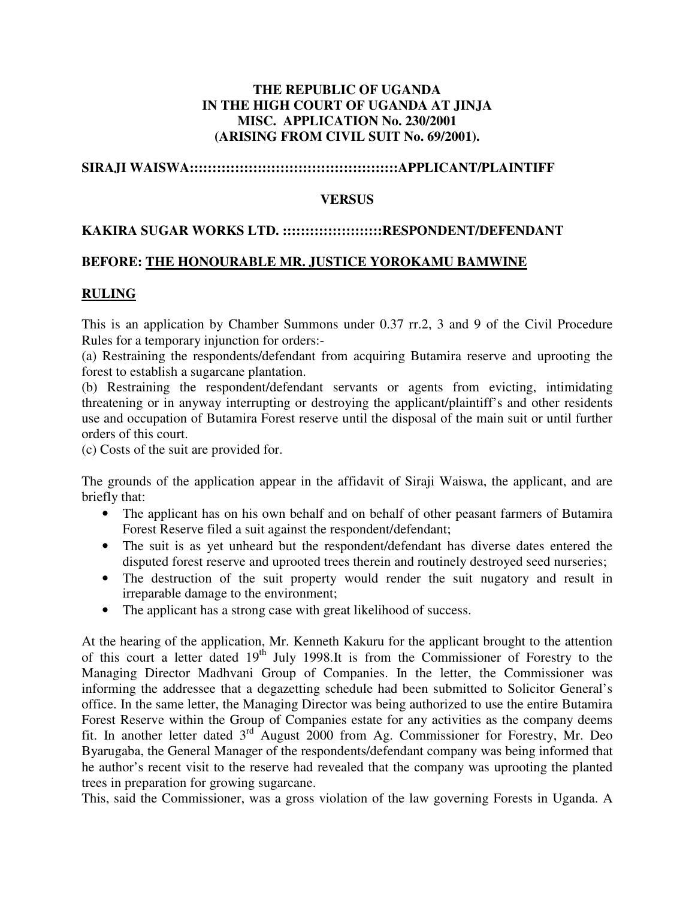**THE REPUBLIC OF UGANDA**
**IN THE HIGH COURT OF UGANDA AT JINJA**
**MISC. APPLICATION No. 230/2001**
**(ARISING FROM CIVIL SUIT No. 69/2001).**

**SIRAJI WAISWA::::::::::::::::::::::::::::::::::::::::::::::APPLICANT/PLAINTIFF**

**VERSUS**

**KAKIRA SUGAR WORKS LTD. :::::::::::::::::::::RESPONDENT/DEFENDANT**

**BEFORE: THE HONOURABLE MR. JUSTICE YOROKAMU BAMWINE**

## RULING

This is an application by Chamber Summons under 0.37 rr.2, 3 and 9 of the Civil Procedure Rules for a temporary injunction for orders:-
(a) Restraining the respondents/defendant from acquiring Butamira reserve and uprooting the forest to establish a sugarcane plantation.
(b) Restraining the respondent/defendant servants or agents from evicting, intimidating threatening or in anyway interrupting or destroying the applicant/plaintiff's and other residents use and occupation of Butamira Forest reserve until the disposal of the main suit or until further orders of this court.
(c) Costs of the suit are provided for.

The grounds of the application appear in the affidavit of Siraji Waiswa, the applicant, and are briefly that:

- The applicant has on his own behalf and on behalf of other peasant farmers of Butamira Forest Reserve filed a suit against the respondent/defendant;
- The suit is as yet unheard but the respondent/defendant has diverse dates entered the disputed forest reserve and uprooted trees therein and routinely destroyed seed nurseries;
- The destruction of the suit property would render the suit nugatory and result in irreparable damage to the environment;
- The applicant has a strong case with great likelihood of success.

At the hearing of the application, Mr. Kenneth Kakuru for the applicant brought to the attention of this court a letter dated 19th July 1998.It is from the Commissioner of Forestry to the Managing Director Madhvani Group of Companies. In the letter, the Commissioner was informing the addressee that a degazetting schedule had been submitted to Solicitor General's office. In the same letter, the Managing Director was being authorized to use the entire Butamira Forest Reserve within the Group of Companies estate for any activities as the company deems fit. In another letter dated 3rd August 2000 from Ag. Commissioner for Forestry, Mr. Deo Byarugaba, the General Manager of the respondents/defendant company was being informed that he author's recent visit to the reserve had revealed that the company was uprooting the planted trees in preparation for growing sugarcane.
This, said the Commissioner, was a gross violation of the law governing Forests in Uganda. A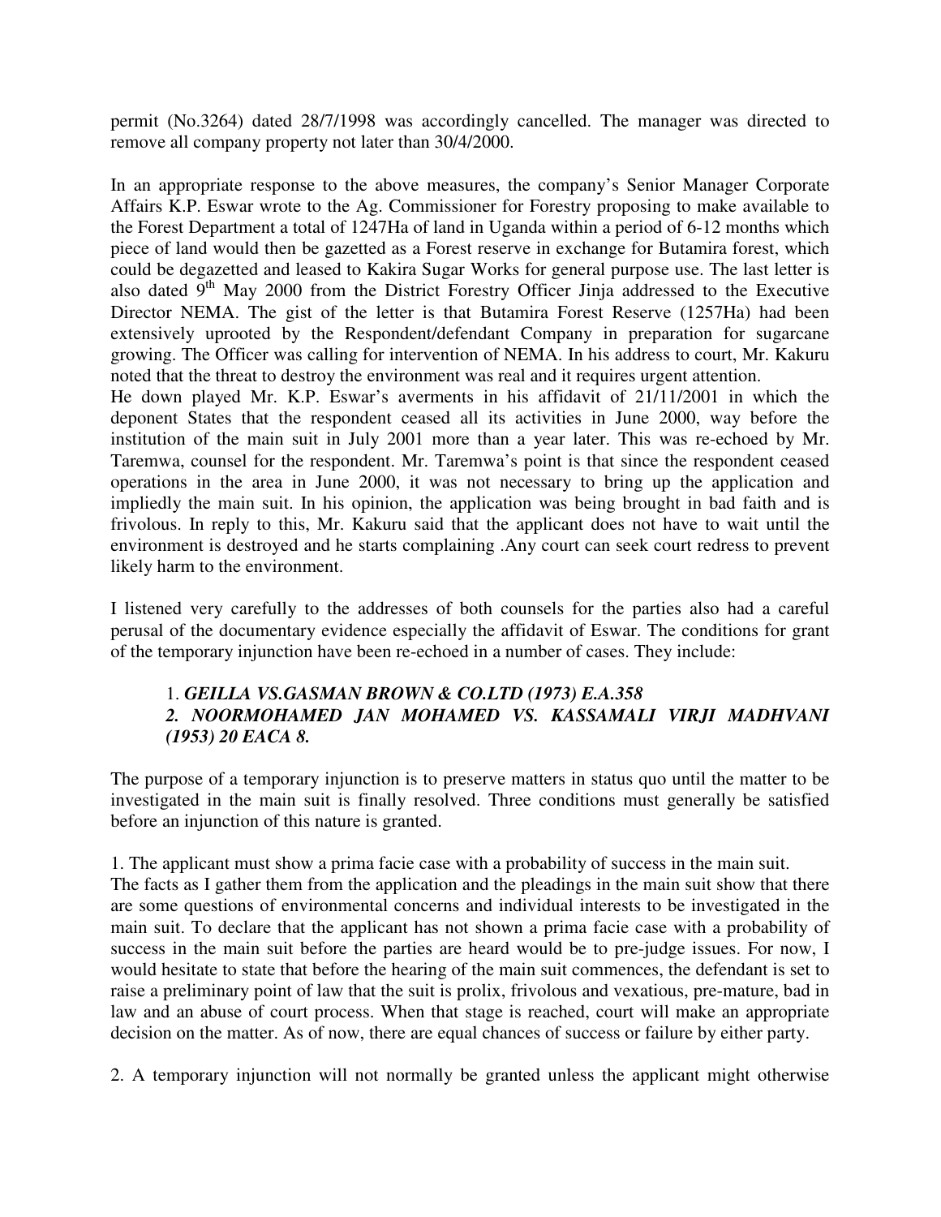permit (No.3264) dated 28/7/1998 was accordingly cancelled. The manager was directed to remove all company property not later than 30/4/2000.

In an appropriate response to the above measures, the company's Senior Manager Corporate Affairs K.P. Eswar wrote to the Ag. Commissioner for Forestry proposing to make available to the Forest Department a total of 1247Ha of land in Uganda within a period of 6-12 months which piece of land would then be gazetted as a Forest reserve in exchange for Butamira forest, which could be degazetted and leased to Kakira Sugar Works for general purpose use. The last letter is also dated 9th May 2000 from the District Forestry Officer Jinja addressed to the Executive Director NEMA. The gist of the letter is that Butamira Forest Reserve (1257Ha) had been extensively uprooted by the Respondent/defendant Company in preparation for sugarcane growing. The Officer was calling for intervention of NEMA. In his address to court, Mr. Kakuru noted that the threat to destroy the environment was real and it requires urgent attention.
He down played Mr. K.P. Eswar's averments in his affidavit of 21/11/2001 in which the deponent States that the respondent ceased all its activities in June 2000, way before the institution of the main suit in July 2001 more than a year later. This was re-echoed by Mr. Taremwa, counsel for the respondent. Mr. Taremwa's point is that since the respondent ceased operations in the area in June 2000, it was not necessary to bring up the application and impliedly the main suit. In his opinion, the application was being brought in bad faith and is frivolous. In reply to this, Mr. Kakuru said that the applicant does not have to wait until the environment is destroyed and he starts complaining .Any court can seek court redress to prevent likely harm to the environment.

I listened very carefully to the addresses of both counsels for the parties also had a careful perusal of the documentary evidence especially the affidavit of Eswar. The conditions for grant of the temporary injunction have been re-echoed in a number of cases. They include:

1. ***GEILLA VS.GASMAN BROWN & CO.LTD (1973) E.A.358***
2. ***NOORMOHAMED JAN MOHAMED VS. KASSAMALI VIRJI MADHVANI (1953) 20 EACA 8.***

The purpose of a temporary injunction is to preserve matters in status quo until the matter to be investigated in the main suit is finally resolved. Three conditions must generally be satisfied before an injunction of this nature is granted.

1. The applicant must show a prima facie case with a probability of success in the main suit.
The facts as I gather them from the application and the pleadings in the main suit show that there are some questions of environmental concerns and individual interests to be investigated in the main suit. To declare that the applicant has not shown a prima facie case with a probability of success in the main suit before the parties are heard would be to pre-judge issues. For now, I would hesitate to state that before the hearing of the main suit commences, the defendant is set to raise a preliminary point of law that the suit is prolix, frivolous and vexatious, pre-mature, bad in law and an abuse of court process. When that stage is reached, court will make an appropriate decision on the matter. As of now, there are equal chances of success or failure by either party.

2. A temporary injunction will not normally be granted unless the applicant might otherwise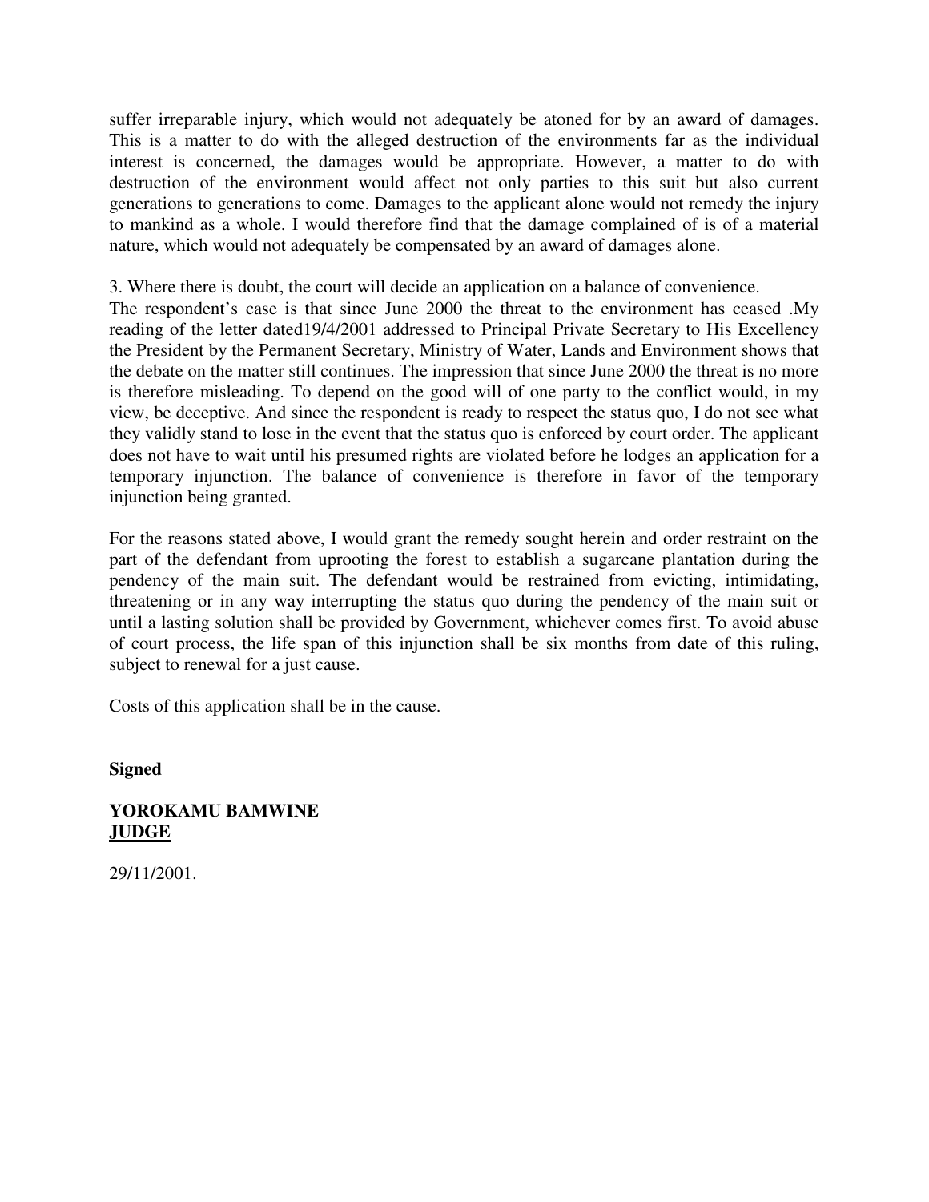suffer irreparable injury, which would not adequately be atoned for by an award of damages. This is a matter to do with the alleged destruction of the environments far as the individual interest is concerned, the damages would be appropriate. However, a matter to do with destruction of the environment would affect not only parties to this suit but also current generations to generations to come. Damages to the applicant alone would not remedy the injury to mankind as a whole. I would therefore find that the damage complained of is of a material nature, which would not adequately be compensated by an award of damages alone.

3. Where there is doubt, the court will decide an application on a balance of convenience.
The respondent's case is that since June 2000 the threat to the environment has ceased .My reading of the letter dated19/4/2001 addressed to Principal Private Secretary to His Excellency the President by the Permanent Secretary, Ministry of Water, Lands and Environment shows that the debate on the matter still continues. The impression that since June 2000 the threat is no more is therefore misleading. To depend on the good will of one party to the conflict would, in my view, be deceptive. And since the respondent is ready to respect the status quo, I do not see what they validly stand to lose in the event that the status quo is enforced by court order. The applicant does not have to wait until his presumed rights are violated before he lodges an application for a temporary injunction. The balance of convenience is therefore in favor of the temporary injunction being granted.

For the reasons stated above, I would grant the remedy sought herein and order restraint on the part of the defendant from uprooting the forest to establish a sugarcane plantation during the pendency of the main suit. The defendant would be restrained from evicting, intimidating, threatening or in any way interrupting the status quo during the pendency of the main suit or until a lasting solution shall be provided by Government, whichever comes first. To avoid abuse of court process, the life span of this injunction shall be six months from date of this ruling, subject to renewal for a just cause.

Costs of this application shall be in the cause.

**Signed**

**YOROKAMU BAMWINE**
**JUDGE**

29/11/2001.